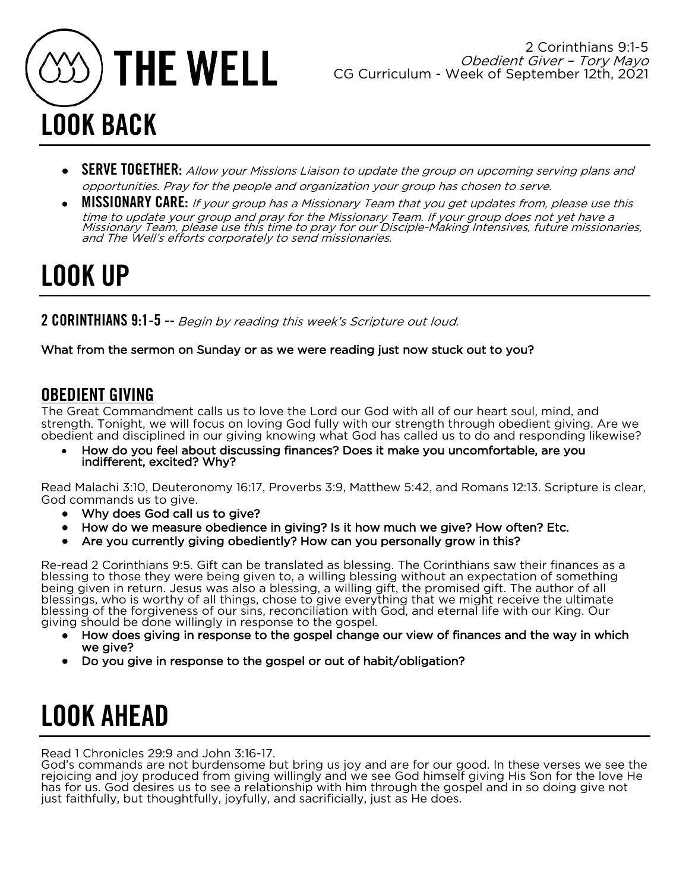# THE WELL

2 Corinthians 9:1-5
*Obedient Giver – Tory Mayo*
CG Curriculum - Week of September 12th, 2021

# LOOK BACK

- **SERVE TOGETHER:** *Allow your Missions Liaison to update the group on upcoming serving plans and opportunities. Pray for the people and organization your group has chosen to serve.*
- **MISSIONARY CARE:** *If your group has a Missionary Team that you get updates from, please use this time to update your group and pray for the Missionary Team. If your group does not yet have a Missionary Team, please use this time to pray for our Disciple-Making Intensives, future missionaries, and The Well's efforts corporately to send missionaries.*

# LOOK UP

**2 CORINTHIANS 9:1-5** -- *Begin by reading this week's Scripture out loud.*

**What from the sermon on Sunday or as we were reading just now stuck out to you?**

## OBEDIENT GIVING

The Great Commandment calls us to love the Lord our God with all of our heart soul, mind, and strength. Tonight, we will focus on loving God fully with our strength through obedient giving. Are we obedient and disciplined in our giving knowing what God has called us to do and responding likewise?

- **How do you feel about discussing finances? Does it make you uncomfortable, are you indifferent, excited? Why?**

Read Malachi 3:10, Deuteronomy 16:17, Proverbs 3:9, Matthew 5:42, and Romans 12:13. Scripture is clear, God commands us to give.

- **Why does God call us to give?**
- **How do we measure obedience in giving? Is it how much we give? How often? Etc.**
- **Are you currently giving obediently? How can you personally grow in this?**

Re-read 2 Corinthians 9:5. Gift can be translated as blessing. The Corinthians saw their finances as a blessing to those they were being given to, a willing blessing without an expectation of something being given in return. Jesus was also a blessing, a willing gift, the promised gift. The author of all blessings, who is worthy of all things, chose to give everything that we might receive the ultimate blessing of the forgiveness of our sins, reconciliation with God, and eternal life with our King. Our giving should be done willingly in response to the gospel.

- **How does giving in response to the gospel change our view of finances and the way in which we give?**
- **Do you give in response to the gospel or out of habit/obligation?**

# LOOK AHEAD

Read 1 Chronicles 29:9 and John 3:16-17.
God's commands are not burdensome but bring us joy and are for our good. In these verses we see the rejoicing and joy produced from giving willingly and we see God himself giving His Son for the love He has for us. God desires us to see a relationship with him through the gospel and in so doing give not just faithfully, but thoughtfully, joyfully, and sacrificially, just as He does.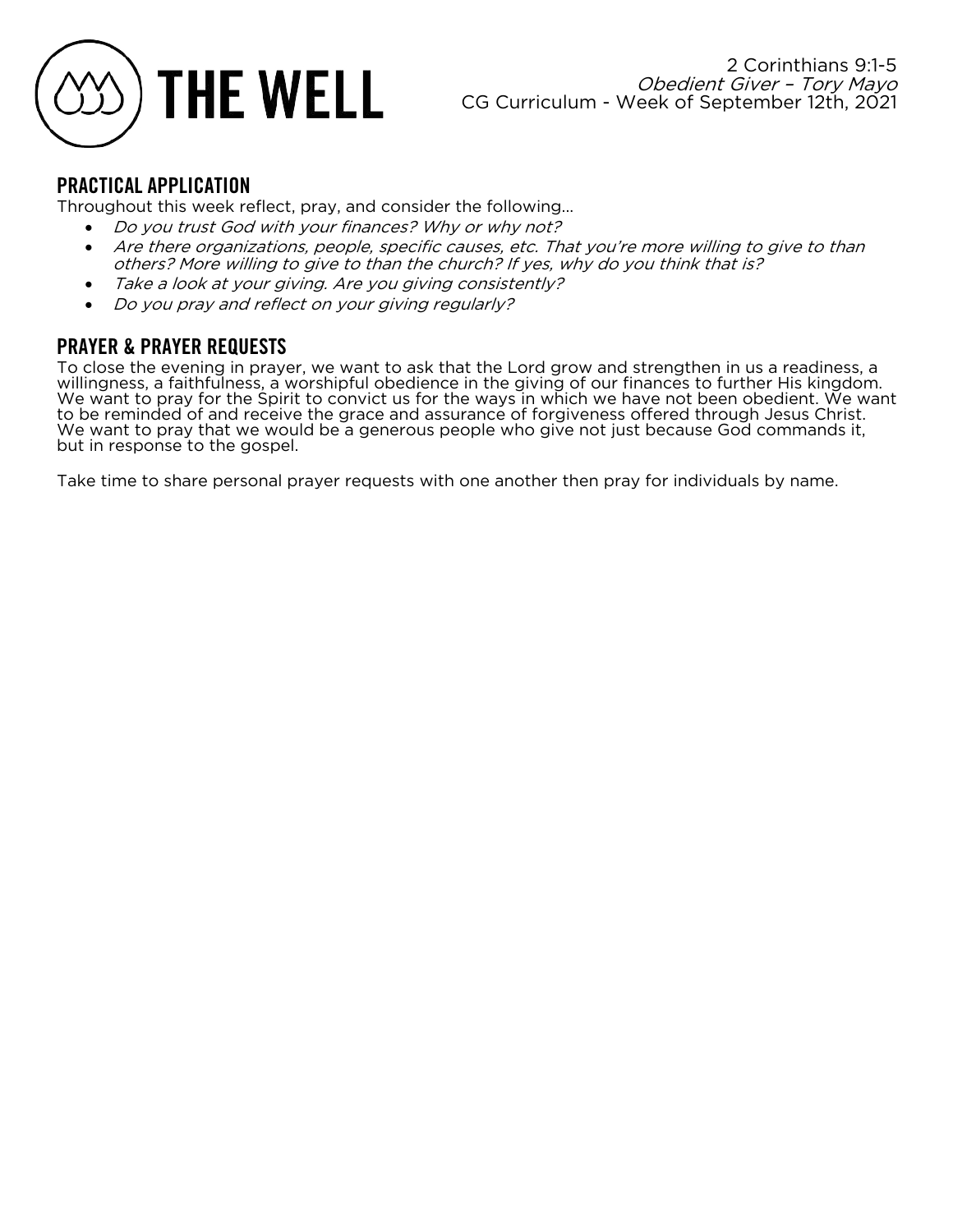## PRACTICAL APPLICATION

Throughout this week reflect, pray, and consider the following…

- *Do you trust God with your finances? Why or why not?*
- *Are there organizations, people, specific causes, etc. That you're more willing to give to than others? More willing to give to than the church? If yes, why do you think that is?*
- *Take a look at your giving. Are you giving consistently?*
- *Do you pray and reflect on your giving regularly?*

## PRAYER & PRAYER REQUESTS

To close the evening in prayer, we want to ask that the Lord grow and strengthen in us a readiness, a willingness, a faithfulness, a worshipful obedience in the giving of our finances to further His kingdom. We want to pray for the Spirit to convict us for the ways in which we have not been obedient. We want to be reminded of and receive the grace and assurance of forgiveness offered through Jesus Christ. We want to pray that we would be a generous people who give not just because God commands it, but in response to the gospel.

Take time to share personal prayer requests with one another then pray for individuals by name.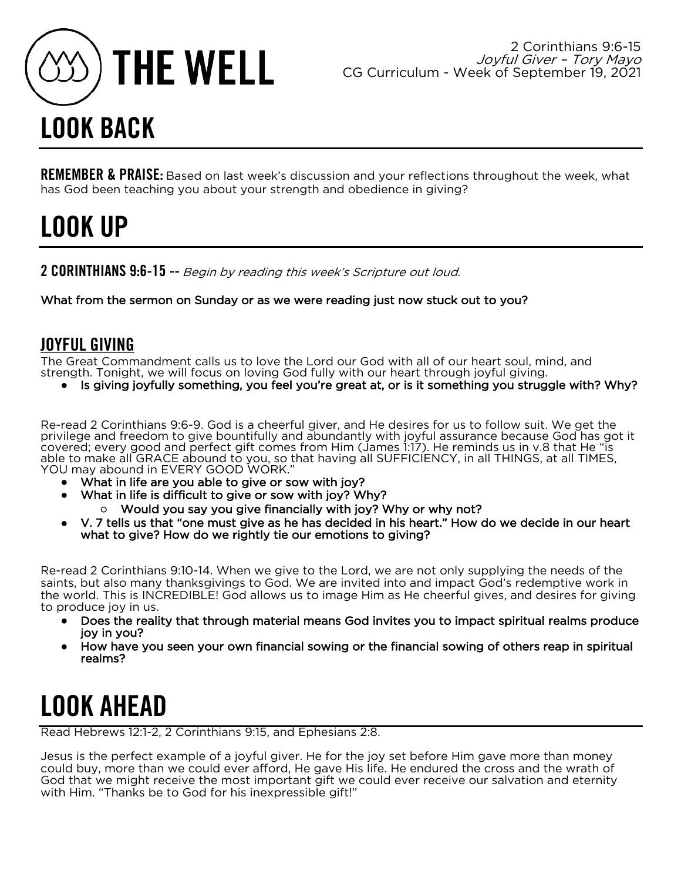# THE WELL

2 Corinthians 9:6-15
*Joyful Giver – Tory Mayo*
CG Curriculum - Week of September 19, 2021

# LOOK BACK

**REMEMBER & PRAISE:** Based on last week's discussion and your reflections throughout the week, what has God been teaching you about your strength and obedience in giving?

# LOOK UP

**2 CORINTHIANS 9:6-15 --** *Begin by reading this week's Scripture out loud.*

**What from the sermon on Sunday or as we were reading just now stuck out to you?**

## JOYFUL GIVING

The Great Commandment calls us to love the Lord our God with all of our heart soul, mind, and strength. Tonight, we will focus on loving God fully with our heart through joyful giving.

- **Is giving joyfully something, you feel you're great at, or is it something you struggle with? Why?**

Re-read 2 Corinthians 9:6-9. God is a cheerful giver, and He desires for us to follow suit. We get the privilege and freedom to give bountifully and abundantly with joyful assurance because God has got it covered; every good and perfect gift comes from Him (James 1:17). He reminds us in v.8 that He "is able to make all GRACE abound to you, so that having all SUFFICIENCY, in all THINGS, at all TIMES, YOU may abound in EVERY GOOD WORK."

- **What in life are you able to give or sow with joy?**
- **What in life is difficult to give or sow with joy? Why?**
  - **Would you say you give financially with joy? Why or why not?**
- **V. 7 tells us that "one must give as he has decided in his heart." How do we decide in our heart what to give? How do we rightly tie our emotions to giving?**

Re-read 2 Corinthians 9:10-14. When we give to the Lord, we are not only supplying the needs of the saints, but also many thanksgivings to God. We are invited into and impact God's redemptive work in the world. This is INCREDIBLE! God allows us to image Him as He cheerful gives, and desires for giving to produce joy in us.

- **Does the reality that through material means God invites you to impact spiritual realms produce joy in you?**
- **How have you seen your own financial sowing or the financial sowing of others reap in spiritual realms?**

# LOOK AHEAD

Read Hebrews 12:1-2, 2 Corinthians 9:15, and Ephesians 2:8.

Jesus is the perfect example of a joyful giver. He for the joy set before Him gave more than money could buy, more than we could ever afford, He gave His life. He endured the cross and the wrath of God that we might receive the most important gift we could ever receive our salvation and eternity with Him. "Thanks be to God for his inexpressible gift!"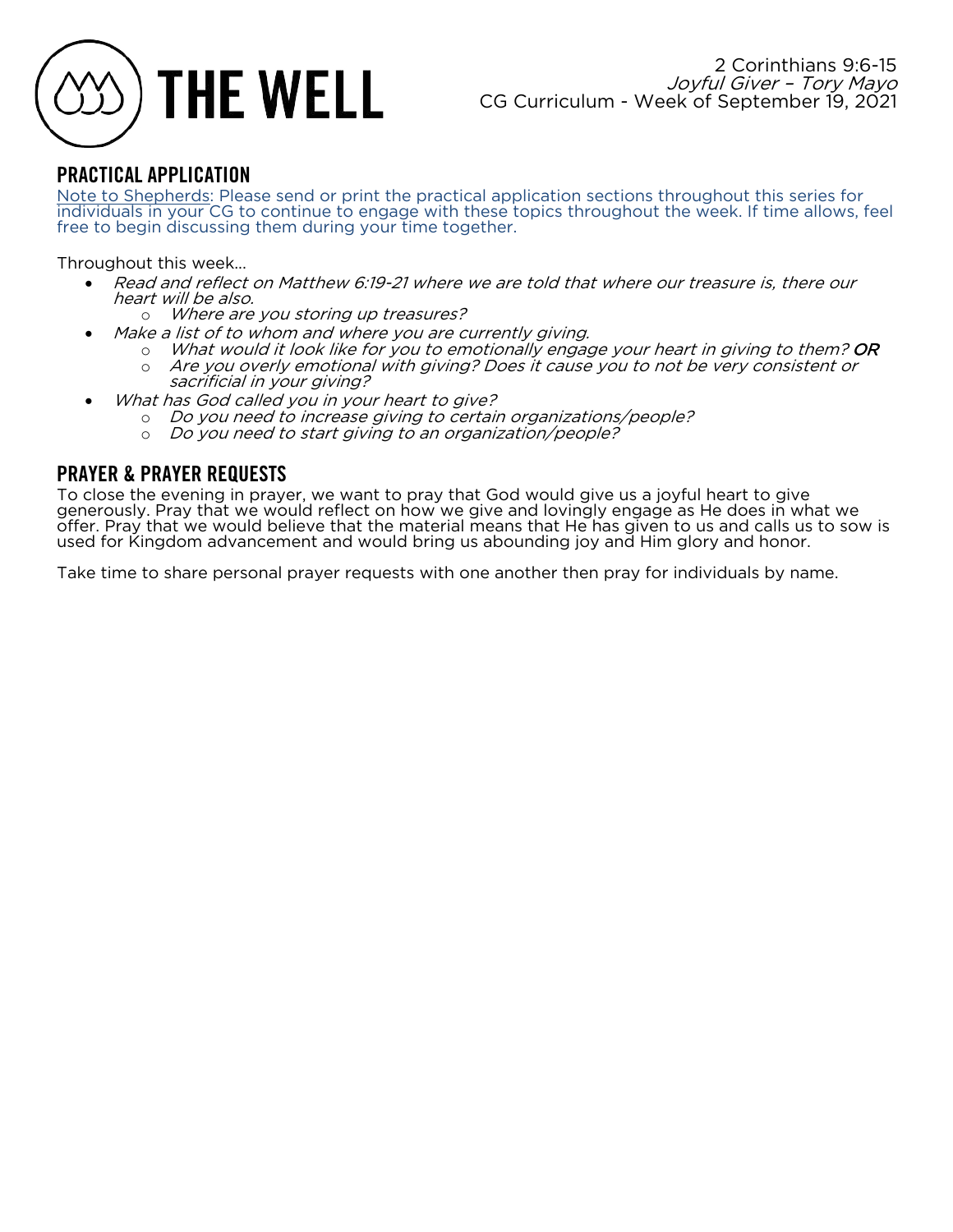2 Corinthians 9:6-15
*Joyful Giver – Tory Mayo*
CG Curriculum - Week of September 19, 2021

## PRACTICAL APPLICATION

Note to Shepherds: Please send or print the practical application sections throughout this series for individuals in your CG to continue to engage with these topics throughout the week. If time allows, feel free to begin discussing them during your time together.

Throughout this week…

- *Read and reflect on Matthew 6:19-21 where we are told that where our treasure is, there our heart will be also.*
    - *Where are you storing up treasures?*
- *Make a list of to whom and where you are currently giving.*
    - *What would it look like for you to emotionally engage your heart in giving to them?* ***OR***
    - *Are you overly emotional with giving? Does it cause you to not be very consistent or sacrificial in your giving?*
- *What has God called you in your heart to give?*
    - *Do you need to increase giving to certain organizations/people?*
    - *Do you need to start giving to an organization/people?*

## PRAYER & PRAYER REQUESTS

To close the evening in prayer, we want to pray that God would give us a joyful heart to give generously. Pray that we would reflect on how we give and lovingly engage as He does in what we offer. Pray that we would believe that the material means that He has given to us and calls us to sow is used for Kingdom advancement and would bring us abounding joy and Him glory and honor.

Take time to share personal prayer requests with one another then pray for individuals by name.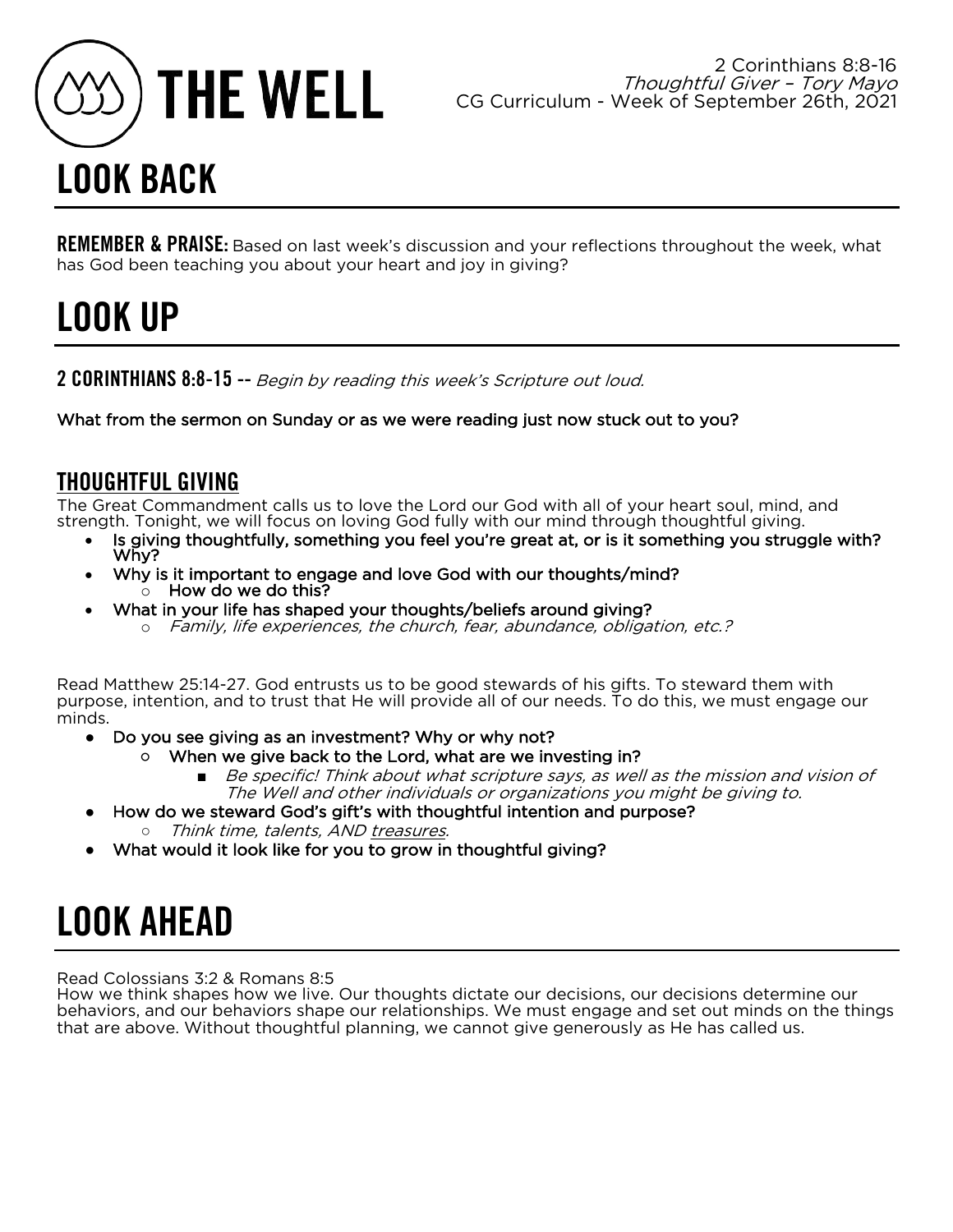# THE WELL

2 Corinthians 8:8-16
*Thoughtful Giver – Tory Mayo*
CG Curriculum - Week of September 26th, 2021

# LOOK BACK

**REMEMBER & PRAISE:** Based on last week's discussion and your reflections throughout the week, what has God been teaching you about your heart and joy in giving?

# LOOK UP

**2 CORINTHIANS 8:8-15 --** *Begin by reading this week's Scripture out loud.*

**What from the sermon on Sunday or as we were reading just now stuck out to you?**

## THOUGHTFUL GIVING

The Great Commandment calls us to love the Lord our God with all of your heart soul, mind, and strength. Tonight, we will focus on loving God fully with our mind through thoughtful giving.

- **Is giving thoughtfully, something you feel you're great at, or is it something you struggle with? Why?**
- **Why is it important to engage and love God with our thoughts/mind?**
  - **How do we do this?**
- **What in your life has shaped your thoughts/beliefs around giving?**
  - *Family, life experiences, the church, fear, abundance, obligation, etc.?*

Read Matthew 25:14-27. God entrusts us to be good stewards of his gifts. To steward them with purpose, intention, and to trust that He will provide all of our needs. To do this, we must engage our minds.

- **Do you see giving as an investment? Why or why not?**
  - **When we give back to the Lord, what are we investing in?**
    - *Be specific! Think about what scripture says, as well as the mission and vision of The Well and other individuals or organizations you might be giving to.*
- **How do we steward God's gift's with thoughtful intention and purpose?**
  - *Think time, talents, AND treasures.*
- **What would it look like for you to grow in thoughtful giving?**

# LOOK AHEAD

Read Colossians 3:2 & Romans 8:5
How we think shapes how we live. Our thoughts dictate our decisions, our decisions determine our behaviors, and our behaviors shape our relationships. We must engage and set out minds on the things that are above. Without thoughtful planning, we cannot give generously as He has called us.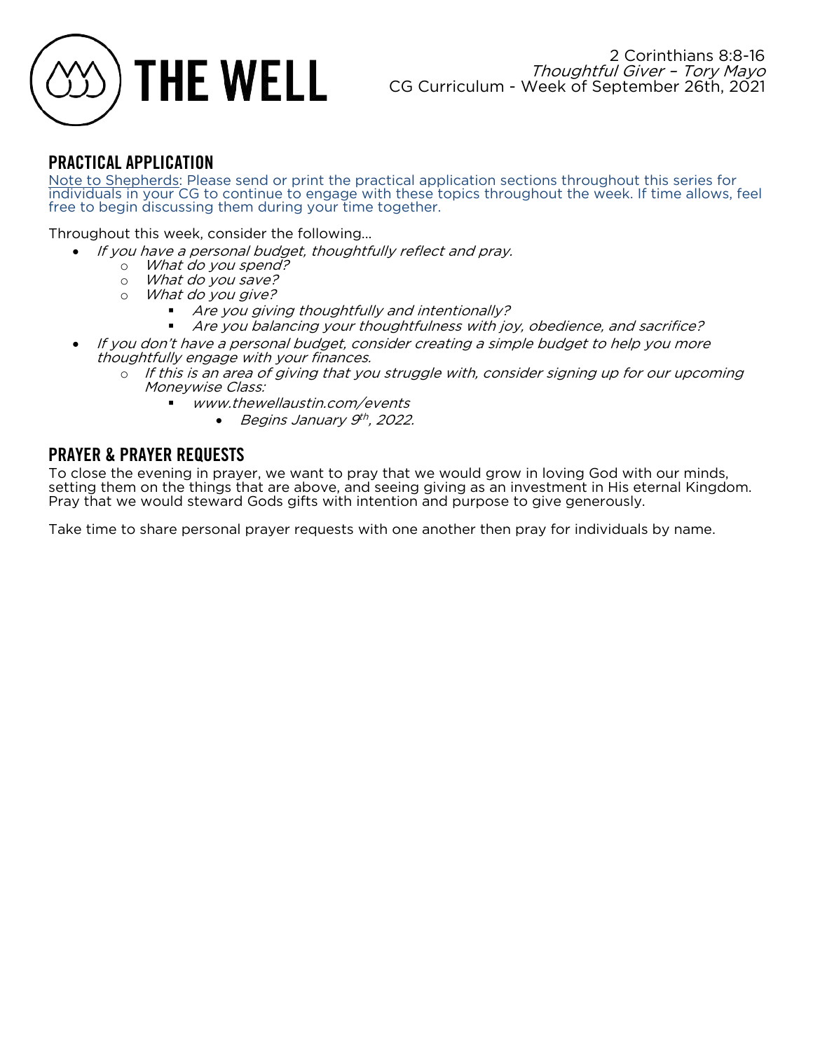## PRACTICAL APPLICATION

Note to Shepherds: Please send or print the practical application sections throughout this series for individuals in your CG to continue to engage with these topics throughout the week. If time allows, feel free to begin discussing them during your time together.

Throughout this week, consider the following…

- *If you have a personal budget, thoughtfully reflect and pray.*
    - *What do you spend?*
    - *What do you save?*
    - *What do you give?*
        - *Are you giving thoughtfully and intentionally?*
        - *Are you balancing your thoughtfulness with joy, obedience, and sacrifice?*
- *If you don't have a personal budget, consider creating a simple budget to help you more thoughtfully engage with your finances.*
    - *If this is an area of giving that you struggle with, consider signing up for our upcoming Moneywise Class:*
        - *www.thewellaustin.com/events*
            - *Begins January 9th, 2022.*

## PRAYER & PRAYER REQUESTS

To close the evening in prayer, we want to pray that we would grow in loving God with our minds, setting them on the things that are above, and seeing giving as an investment in His eternal Kingdom. Pray that we would steward Gods gifts with intention and purpose to give generously.

Take time to share personal prayer requests with one another then pray for individuals by name.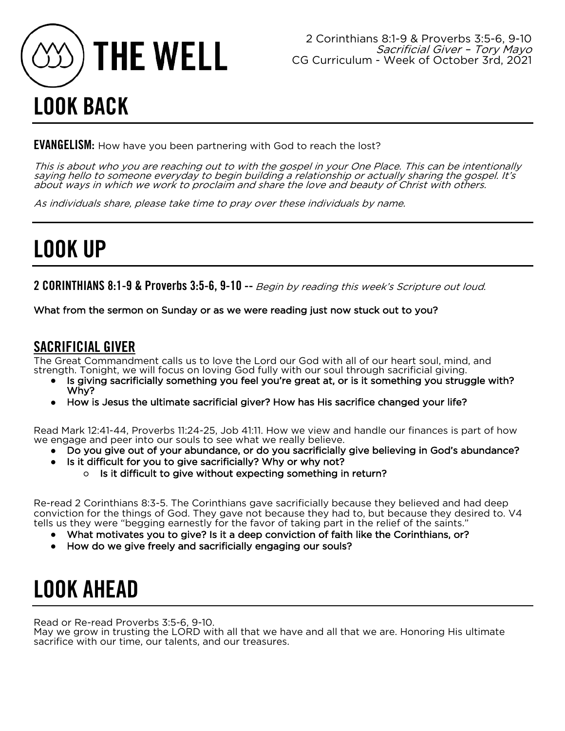# THE WELL

2 Corinthians 8:1-9 & Proverbs 3:5-6, 9-10
*Sacrificial Giver – Tory Mayo*
CG Curriculum - Week of October 3rd, 2021

# LOOK BACK

**EVANGELISM:** How have you been partnering with God to reach the lost?

*This is about who you are reaching out to with the gospel in your One Place. This can be intentionally saying hello to someone everyday to begin building a relationship or actually sharing the gospel. It's about ways in which we work to proclaim and share the love and beauty of Christ with others.*

*As individuals share, please take time to pray over these individuals by name.*

# LOOK UP

**2 CORINTHIANS 8:1-9 & Proverbs 3:5-6, 9-10** -- *Begin by reading this week's Scripture out loud.*

**What from the sermon on Sunday or as we were reading just now stuck out to you?**

## SACRIFICIAL GIVER

The Great Commandment calls us to love the Lord our God with all of our heart soul, mind, and strength. Tonight, we will focus on loving God fully with our soul through sacrificial giving.

- **Is giving sacrificially something you feel you're great at, or is it something you struggle with? Why?**
- **How is Jesus the ultimate sacrificial giver? How has His sacrifice changed your life?**

Read Mark 12:41-44, Proverbs 11:24-25, Job 41:11. How we view and handle our finances is part of how we engage and peer into our souls to see what we really believe.

- **Do you give out of your abundance, or do you sacrificially give believing in God's abundance?**
- **Is it difficult for you to give sacrificially? Why or why not?**
  - **Is it difficult to give without expecting something in return?**

Re-read 2 Corinthians 8:3-5. The Corinthians gave sacrificially because they believed and had deep conviction for the things of God. They gave not because they had to, but because they desired to. V4 tells us they were "begging earnestly for the favor of taking part in the relief of the saints."

- **What motivates you to give? Is it a deep conviction of faith like the Corinthians, or?**
- **How do we give freely and sacrificially engaging our souls?**

# LOOK AHEAD

Read or Re-read Proverbs 3:5-6, 9-10.
May we grow in trusting the LORD with all that we have and all that we are. Honoring His ultimate sacrifice with our time, our talents, and our treasures.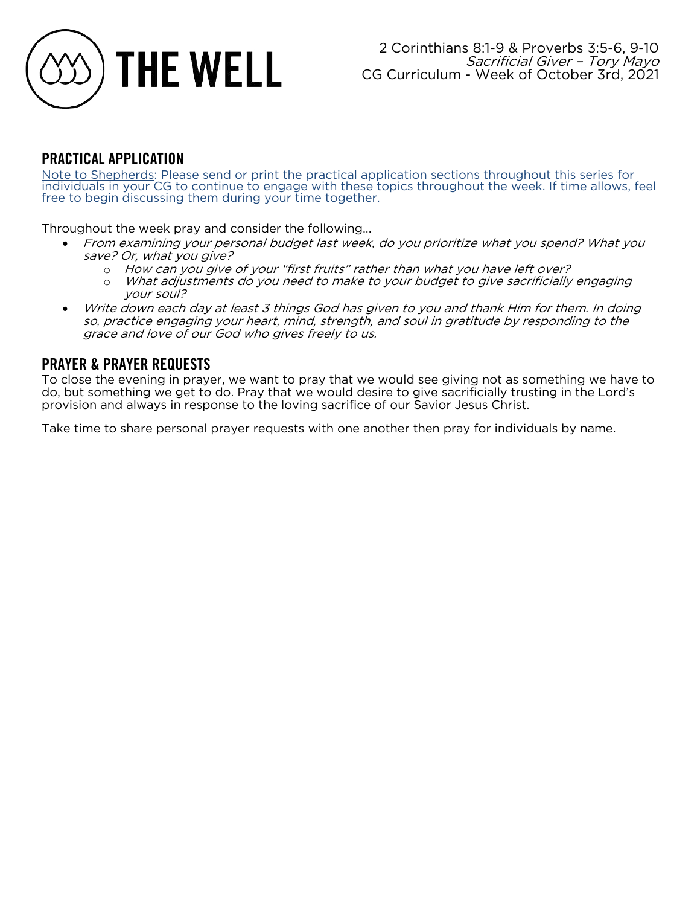## PRACTICAL APPLICATION

Note to Shepherds: Please send or print the practical application sections throughout this series for individuals in your CG to continue to engage with these topics throughout the week. If time allows, feel free to begin discussing them during your time together.

Throughout the week pray and consider the following…

- *From examining your personal budget last week, do you prioritize what you spend? What you save? Or, what you give?*
  - *How can you give of your "first fruits" rather than what you have left over?*
  - *What adjustments do you need to make to your budget to give sacrificially engaging your soul?*
- *Write down each day at least 3 things God has given to you and thank Him for them. In doing so, practice engaging your heart, mind, strength, and soul in gratitude by responding to the grace and love of our God who gives freely to us.*

## PRAYER & PRAYER REQUESTS

To close the evening in prayer, we want to pray that we would see giving not as something we have to do, but something we get to do. Pray that we would desire to give sacrificially trusting in the Lord's provision and always in response to the loving sacrifice of our Savior Jesus Christ.

Take time to share personal prayer requests with one another then pray for individuals by name.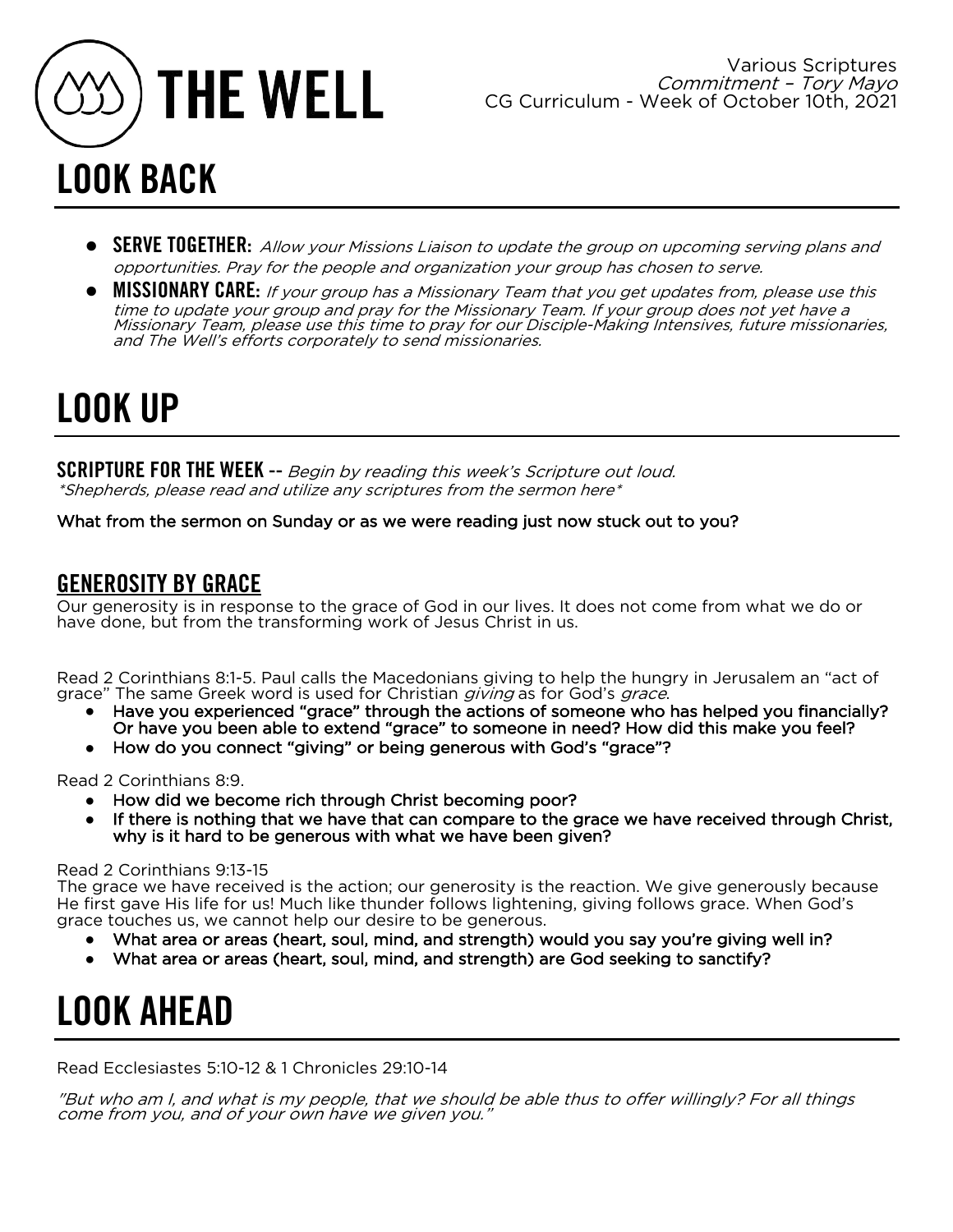# THE WELL

Various Scriptures
*Commitment – Tory Mayo*
CG Curriculum - Week of October 10th, 2021

# LOOK BACK

- **SERVE TOGETHER:** *Allow your Missions Liaison to update the group on upcoming serving plans and opportunities. Pray for the people and organization your group has chosen to serve.*
- **MISSIONARY CARE:** *If your group has a Missionary Team that you get updates from, please use this time to update your group and pray for the Missionary Team. If your group does not yet have a Missionary Team, please use this time to pray for our Disciple-Making Intensives, future missionaries, and The Well's efforts corporately to send missionaries.*

# LOOK UP

**SCRIPTURE FOR THE WEEK --** *Begin by reading this week's Scripture out loud.*
*\*Shepherds, please read and utilize any scriptures from the sermon here\**

**What from the sermon on Sunday or as we were reading just now stuck out to you?**

## GENEROSITY BY GRACE

Our generosity is in response to the grace of God in our lives. It does not come from what we do or have done, but from the transforming work of Jesus Christ in us.

Read 2 Corinthians 8:1-5. Paul calls the Macedonians giving to help the hungry in Jerusalem an "act of grace" The same Greek word is used for Christian *giving* as for God's *grace*.

- **Have you experienced "grace" through the actions of someone who has helped you financially? Or have you been able to extend "grace" to someone in need? How did this make you feel?**
- **How do you connect "giving" or being generous with God's "grace"?**

Read 2 Corinthians 8:9.

- **How did we become rich through Christ becoming poor?**
- **If there is nothing that we have that can compare to the grace we have received through Christ, why is it hard to be generous with what we have been given?**

Read 2 Corinthians 9:13-15
The grace we have received is the action; our generosity is the reaction. We give generously because He first gave His life for us! Much like thunder follows lightening, giving follows grace. When God's grace touches us, we cannot help our desire to be generous.

- **What area or areas (heart, soul, mind, and strength) would you say you're giving well in?**
- **What area or areas (heart, soul, mind, and strength) are God seeking to sanctify?**

# LOOK AHEAD

Read Ecclesiastes 5:10-12 & 1 Chronicles 29:10-14

*"But who am I, and what is my people, that we should be able thus to offer willingly? For all things come from you, and of your own have we given you."*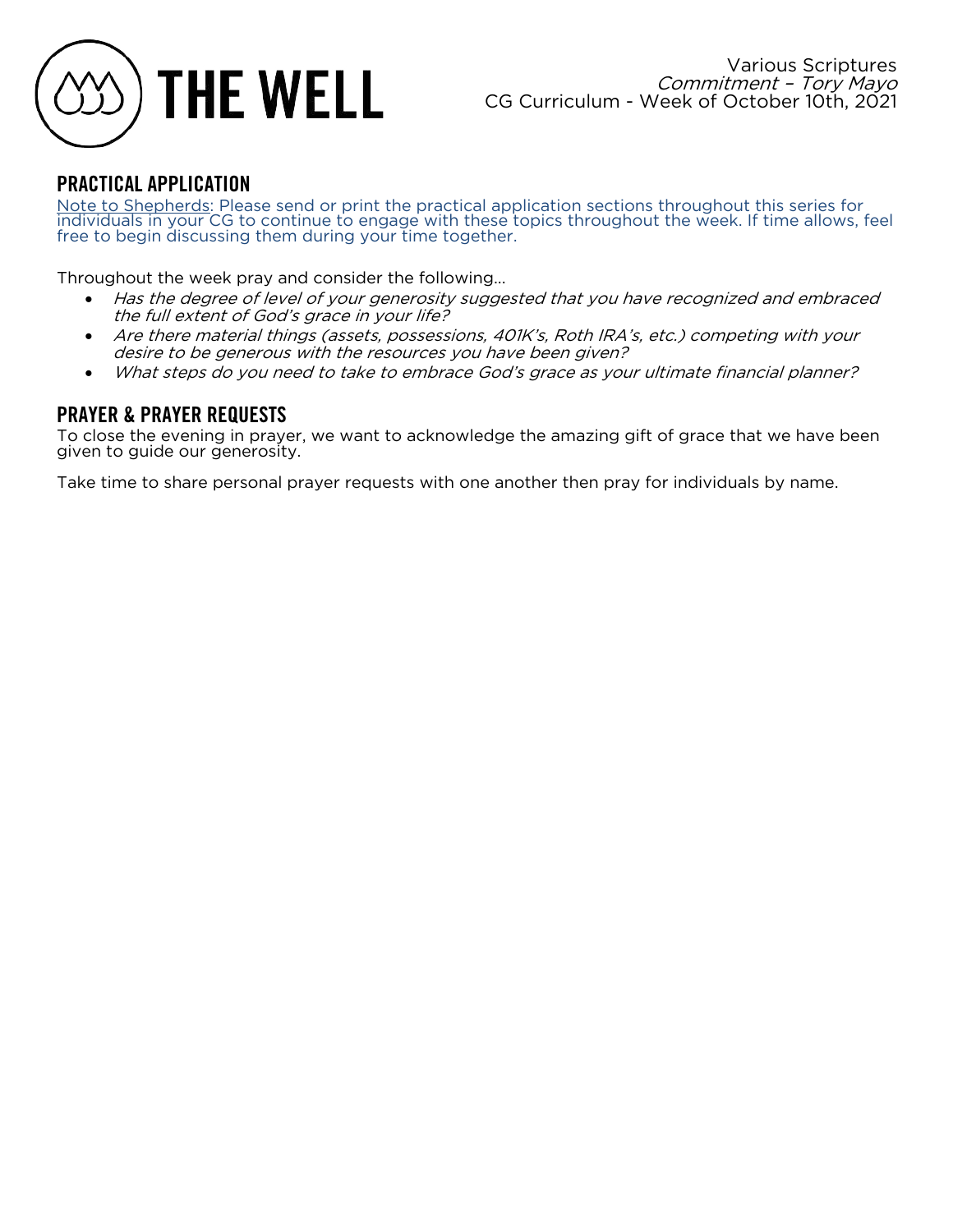## PRACTICAL APPLICATION

Note to Shepherds: Please send or print the practical application sections throughout this series for individuals in your CG to continue to engage with these topics throughout the week. If time allows, feel free to begin discussing them during your time together.

Throughout the week pray and consider the following…

- *Has the degree of level of your generosity suggested that you have recognized and embraced the full extent of God's grace in your life?*
- *Are there material things (assets, possessions, 401K's, Roth IRA's, etc.) competing with your desire to be generous with the resources you have been given?*
- *What steps do you need to take to embrace God's grace as your ultimate financial planner?*

## PRAYER & PRAYER REQUESTS

To close the evening in prayer, we want to acknowledge the amazing gift of grace that we have been given to guide our generosity.

Take time to share personal prayer requests with one another then pray for individuals by name.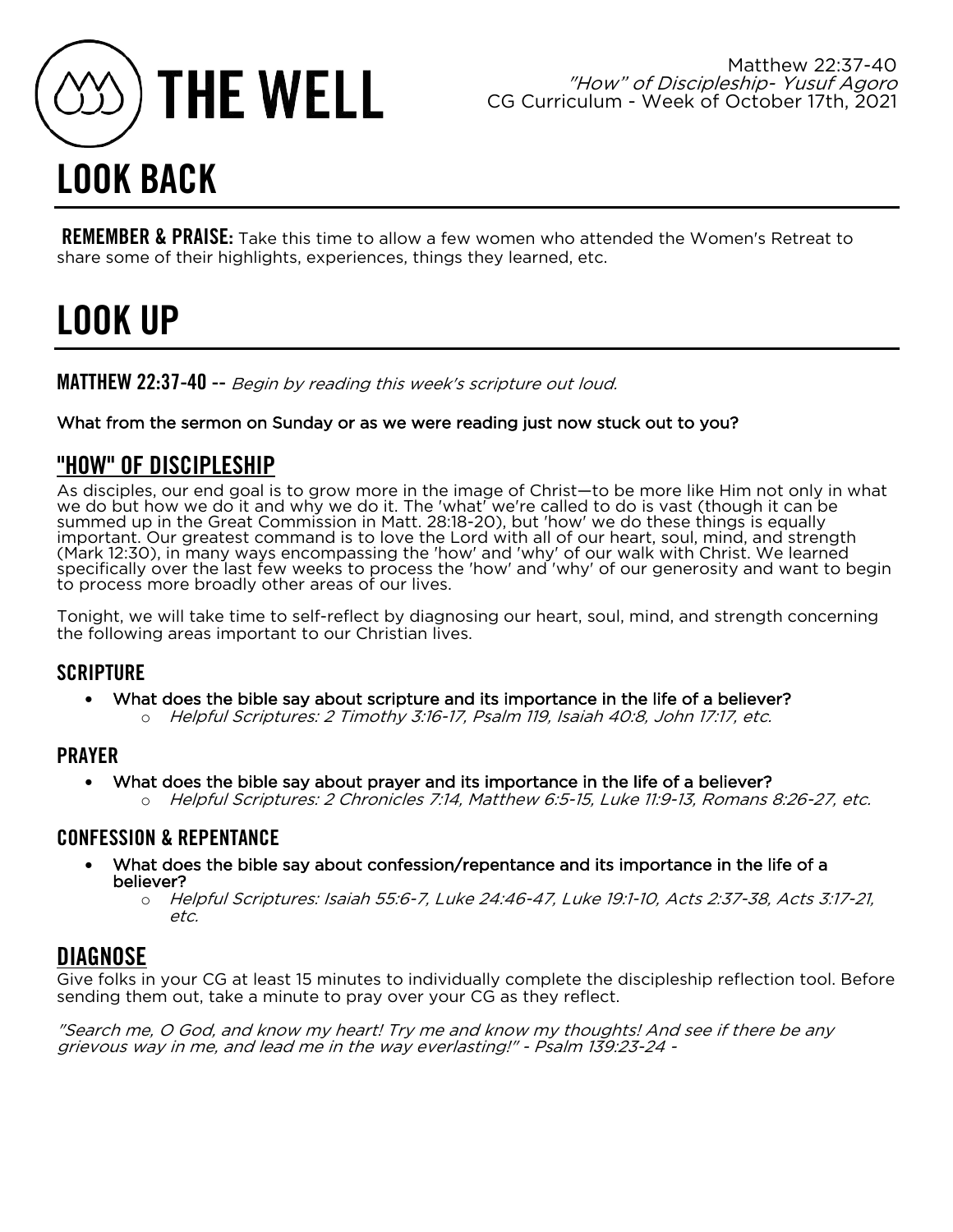# THE WELL

Matthew 22:37-40
*"How" of Discipleship- Yusuf Agoro*
CG Curriculum - Week of October 17th, 2021

# LOOK BACK

**REMEMBER & PRAISE:** Take this time to allow a few women who attended the Women's Retreat to share some of their highlights, experiences, things they learned, etc.

# LOOK UP

**MATTHEW 22:37-40 --** *Begin by reading this week's scripture out loud.*

**What from the sermon on Sunday or as we were reading just now stuck out to you?**

## "HOW" OF DISCIPLESHIP

As disciples, our end goal is to grow more in the image of Christ—to be more like Him not only in what we do but how we do it and why we do it. The 'what' we're called to do is vast (though it can be summed up in the Great Commission in Matt. 28:18-20), but 'how' we do these things is equally important. Our greatest command is to love the Lord with all of our heart, soul, mind, and strength (Mark 12:30), in many ways encompassing the 'how' and 'why' of our walk with Christ. We learned specifically over the last few weeks to process the 'how' and 'why' of our generosity and want to begin to process more broadly other areas of our lives.

Tonight, we will take time to self-reflect by diagnosing our heart, soul, mind, and strength concerning the following areas important to our Christian lives.

### SCRIPTURE

- **What does the bible say about scripture and its importance in the life of a believer?**
  - *Helpful Scriptures: 2 Timothy 3:16-17, Psalm 119, Isaiah 40:8, John 17:17, etc.*

### PRAYER

- **What does the bible say about prayer and its importance in the life of a believer?**
  - *Helpful Scriptures: 2 Chronicles 7:14, Matthew 6:5-15, Luke 11:9-13, Romans 8:26-27, etc.*

### CONFESSION & REPENTANCE

- **What does the bible say about confession/repentance and its importance in the life of a believer?**
  - *Helpful Scriptures: Isaiah 55:6-7, Luke 24:46-47, Luke 19:1-10, Acts 2:37-38, Acts 3:17-21, etc.*

## DIAGNOSE

Give folks in your CG at least 15 minutes to individually complete the discipleship reflection tool. Before sending them out, take a minute to pray over your CG as they reflect.

*"Search me, O God, and know my heart! Try me and know my thoughts! And see if there be any grievous way in me, and lead me in the way everlasting!" - Psalm 139:23-24 -*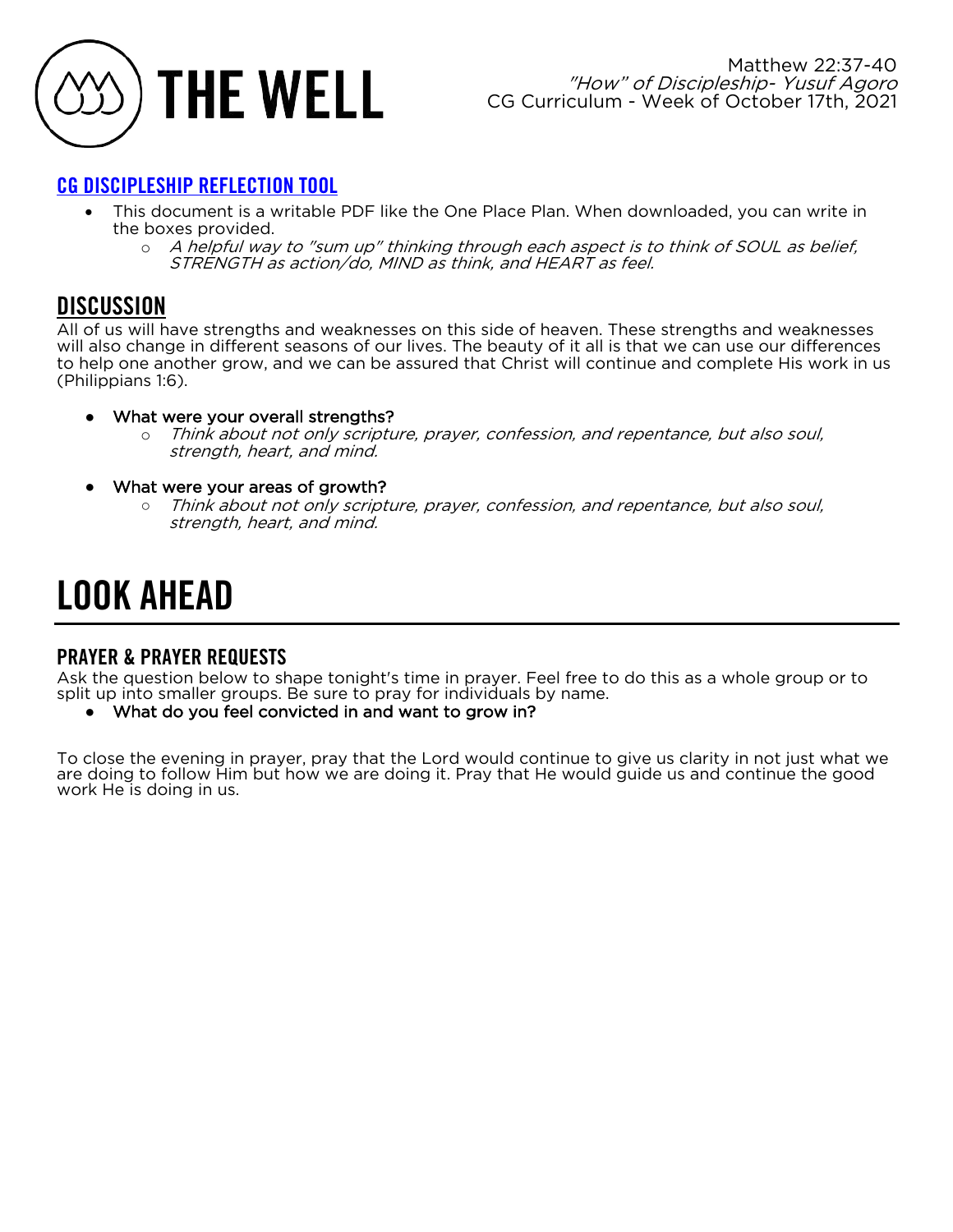# THE WELL

Matthew 22:37-40
*"How" of Discipleship- Yusuf Agoro*
CG Curriculum - Week of October 17th, 2021

## CG DISCIPLESHIP REFLECTION TOOL

- This document is a writable PDF like the One Place Plan. When downloaded, you can write in the boxes provided.
  - *A helpful way to "sum up" thinking through each aspect is to think of SOUL as belief, STRENGTH as action/do, MIND as think, and HEART as feel.*

## DISCUSSION

All of us will have strengths and weaknesses on this side of heaven. These strengths and weaknesses will also change in different seasons of our lives. The beauty of it all is that we can use our differences to help one another grow, and we can be assured that Christ will continue and complete His work in us (Philippians 1:6).

- What were your overall strengths?
  - *Think about not only scripture, prayer, confession, and repentance, but also soul, strength, heart, and mind.*
- What were your areas of growth?
  - *Think about not only scripture, prayer, confession, and repentance, but also soul, strength, heart, and mind.*

# LOOK AHEAD

### PRAYER & PRAYER REQUESTS

Ask the question below to shape tonight's time in prayer. Feel free to do this as a whole group or to split up into smaller groups. Be sure to pray for individuals by name.

- What do you feel convicted in and want to grow in?

To close the evening in prayer, pray that the Lord would continue to give us clarity in not just what we are doing to follow Him but how we are doing it. Pray that He would guide us and continue the good work He is doing in us.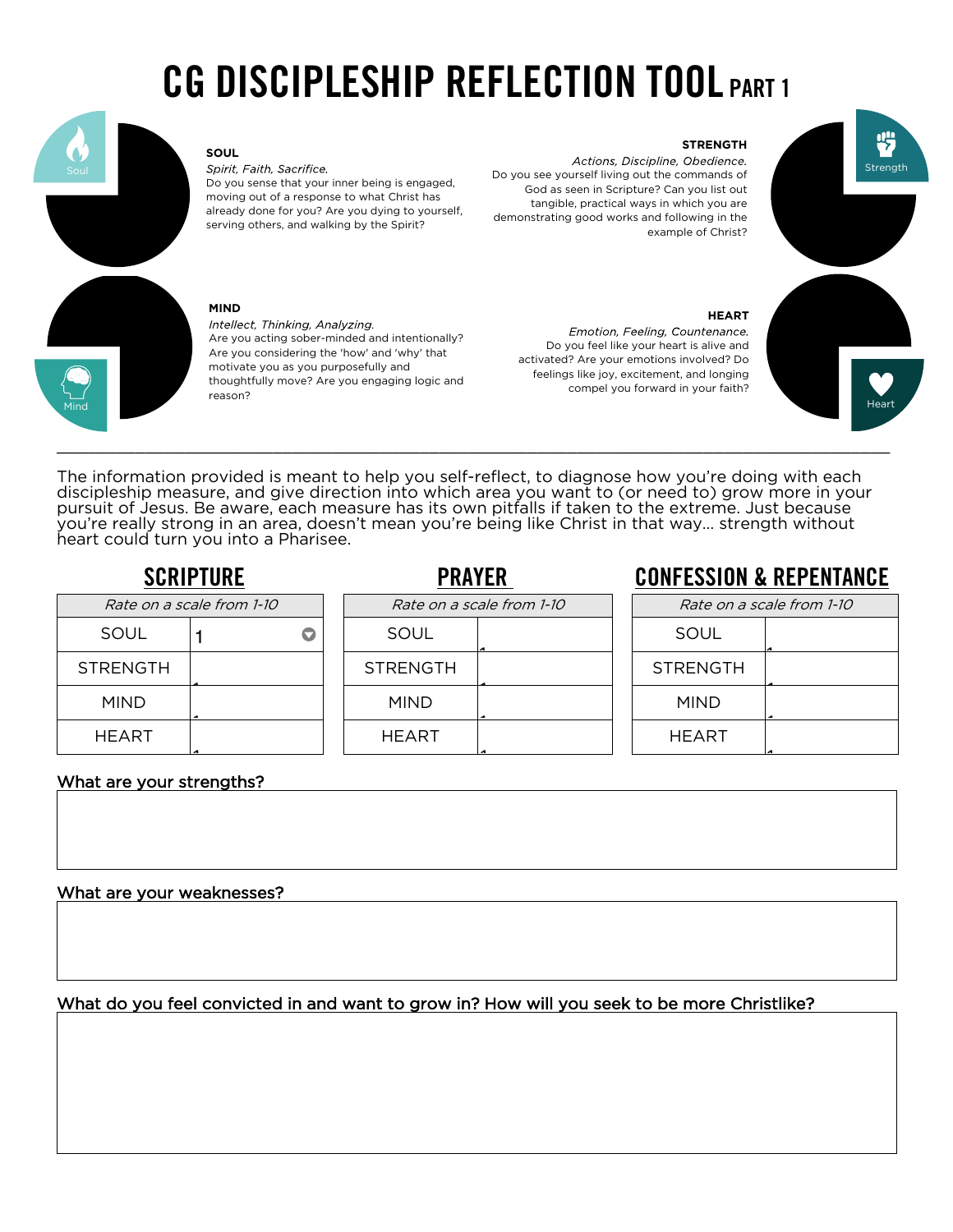# CG DISCIPLESHIP REFLECTION TOOL PART 1

**SOUL**
*Spirit, Faith, Sacrifice.*
Do you sense that your inner being is engaged, moving out of a response to what Christ has already done for you? Are you dying to yourself, serving others, and walking by the Spirit?

**STRENGTH**
*Actions, Discipline, Obedience.*
Do you see yourself living out the commands of God as seen in Scripture? Can you list out tangible, practical ways in which you are demonstrating good works and following in the example of Christ?

**MIND**
*Intellect, Thinking, Analyzing.*
Are you acting sober-minded and intentionally? Are you considering the 'how' and 'why' that motivate you as you purposefully and thoughtfully move? Are you engaging logic and reason?

**HEART**
*Emotion, Feeling, Countenance.*
Do you feel like your heart is alive and activated? Are your emotions involved? Do feelings like joy, excitement, and longing compel you forward in your faith?

---

The information provided is meant to help you self-reflect, to diagnose how you're doing with each discipleship measure, and give direction into which area you want to (or need to) grow more in your pursuit of Jesus. Be aware, each measure has its own pitfalls if taken to the extreme. Just because you're really strong in an area, doesn't mean you're being like Christ in that way... strength without heart could turn you into a Pharisee.

## SCRIPTURE

| Rate on a scale from 1-10 | |
|---|---|
| SOUL | 1 |
| STRENGTH | |
| MIND | |
| HEART | |

## PRAYER

| Rate on a scale from 1-10 | |
|---|---|
| SOUL | |
| STRENGTH | |
| MIND | |
| HEART | |

## CONFESSION & REPENTANCE

| Rate on a scale from 1-10 | |
|---|---|
| SOUL | |
| STRENGTH | |
| MIND | |
| HEART | |

What are your strengths?

What are your weaknesses?

What do you feel convicted in and want to grow in? How will you seek to be more Christlike?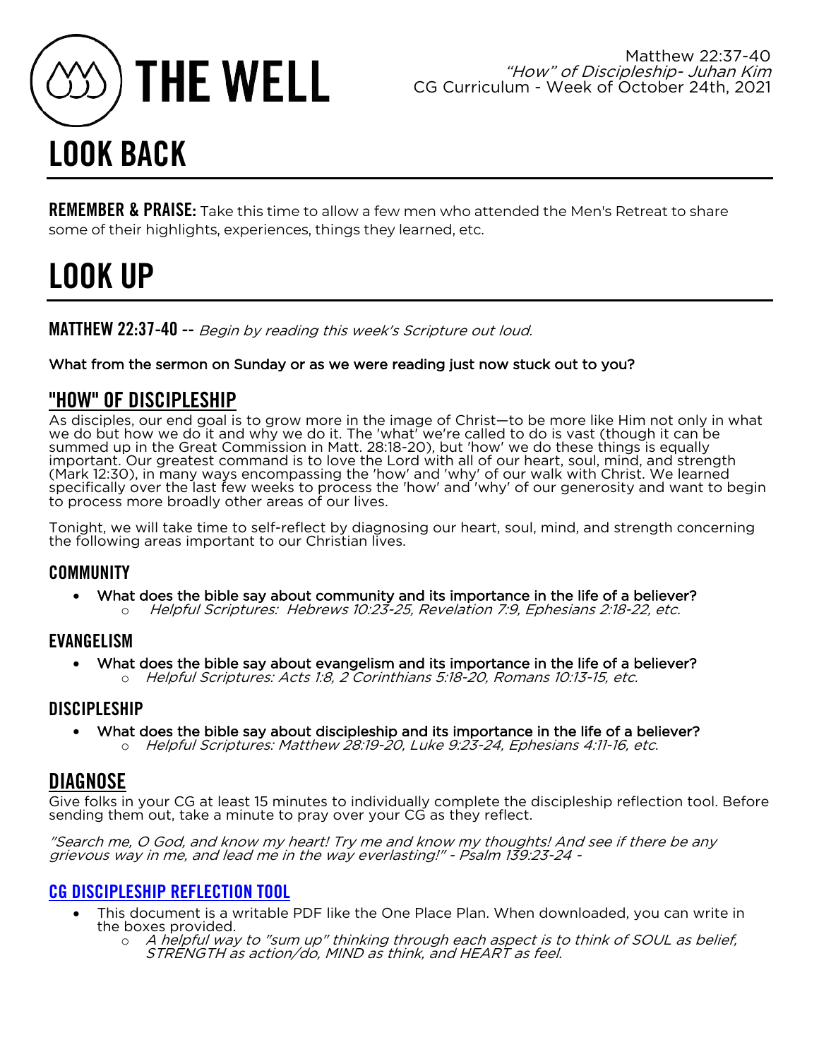# THE WELL

Matthew 22:37-40
*"How" of Discipleship- Juhan Kim*
CG Curriculum - Week of October 24th, 2021

# LOOK BACK

**REMEMBER & PRAISE:** Take this time to allow a few men who attended the Men's Retreat to share some of their highlights, experiences, things they learned, etc.

# LOOK UP

**MATTHEW 22:37-40** -- *Begin by reading this week's Scripture out loud.*

**What from the sermon on Sunday or as we were reading just now stuck out to you?**

## "HOW" OF DISCIPLESHIP

As disciples, our end goal is to grow more in the image of Christ—to be more like Him not only in what we do but how we do it and why we do it. The 'what' we're called to do is vast (though it can be summed up in the Great Commission in Matt. 28:18-20), but 'how' we do these things is equally important. Our greatest command is to love the Lord with all of our heart, soul, mind, and strength (Mark 12:30), in many ways encompassing the 'how' and 'why' of our walk with Christ. We learned specifically over the last few weeks to process the 'how' and 'why' of our generosity and want to begin to process more broadly other areas of our lives.

Tonight, we will take time to self-reflect by diagnosing our heart, soul, mind, and strength concerning the following areas important to our Christian lives.

### COMMUNITY

- **What does the bible say about community and its importance in the life of a believer?**
  - *Helpful Scriptures: Hebrews 10:23-25, Revelation 7:9, Ephesians 2:18-22, etc.*

### EVANGELISM

- **What does the bible say about evangelism and its importance in the life of a believer?**
  - *Helpful Scriptures: Acts 1:8, 2 Corinthians 5:18-20, Romans 10:13-15, etc.*

### DISCIPLESHIP

- **What does the bible say about discipleship and its importance in the life of a believer?**
  - *Helpful Scriptures: Matthew 28:19-20, Luke 9:23-24, Ephesians 4:11-16, etc.*

## DIAGNOSE

Give folks in your CG at least 15 minutes to individually complete the discipleship reflection tool. Before sending them out, take a minute to pray over your CG as they reflect.

*"Search me, O God, and know my heart! Try me and know my thoughts! And see if there be any grievous way in me, and lead me in the way everlasting!" - Psalm 139:23-24 -*

### CG DISCIPLESHIP REFLECTION TOOL

- This document is a writable PDF like the One Place Plan. When downloaded, you can write in the boxes provided.
  - *A helpful way to "sum up" thinking through each aspect is to think of SOUL as belief, STRENGTH as action/do, MIND as think, and HEART as feel.*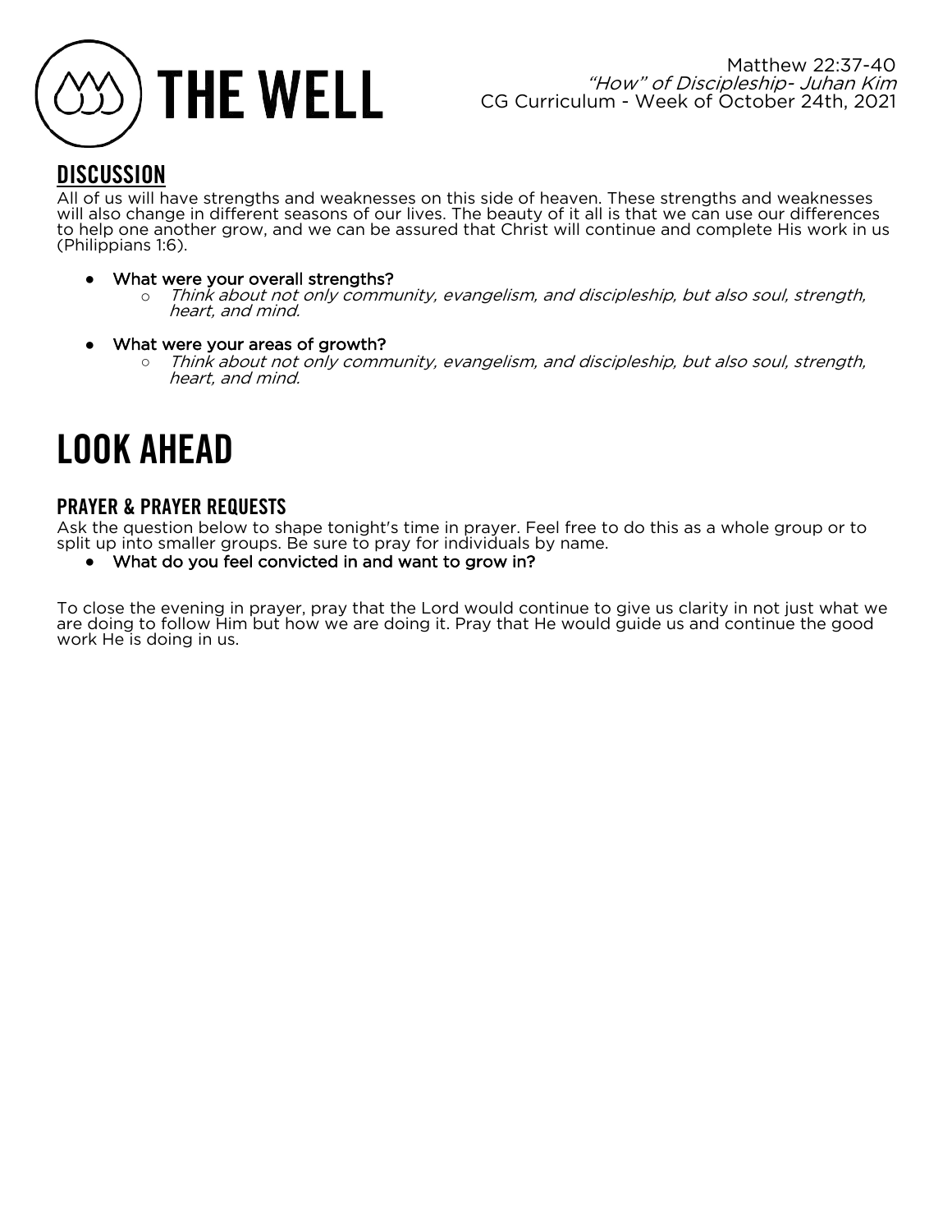# THE WELL

Matthew 22:37-40
*"How" of Discipleship- Juhan Kim*
CG Curriculum - Week of October 24th, 2021

## DISCUSSION

All of us will have strengths and weaknesses on this side of heaven. These strengths and weaknesses will also change in different seasons of our lives. The beauty of it all is that we can use our differences to help one another grow, and we can be assured that Christ will continue and complete His work in us (Philippians 1:6).

- What were your overall strengths?
  - *Think about not only community, evangelism, and discipleship, but also soul, strength, heart, and mind.*
- What were your areas of growth?
  - *Think about not only community, evangelism, and discipleship, but also soul, strength, heart, and mind.*

# LOOK AHEAD

### PRAYER & PRAYER REQUESTS

Ask the question below to shape tonight's time in prayer. Feel free to do this as a whole group or to split up into smaller groups. Be sure to pray for individuals by name.

- What do you feel convicted in and want to grow in?

To close the evening in prayer, pray that the Lord would continue to give us clarity in not just what we are doing to follow Him but how we are doing it. Pray that He would guide us and continue the good work He is doing in us.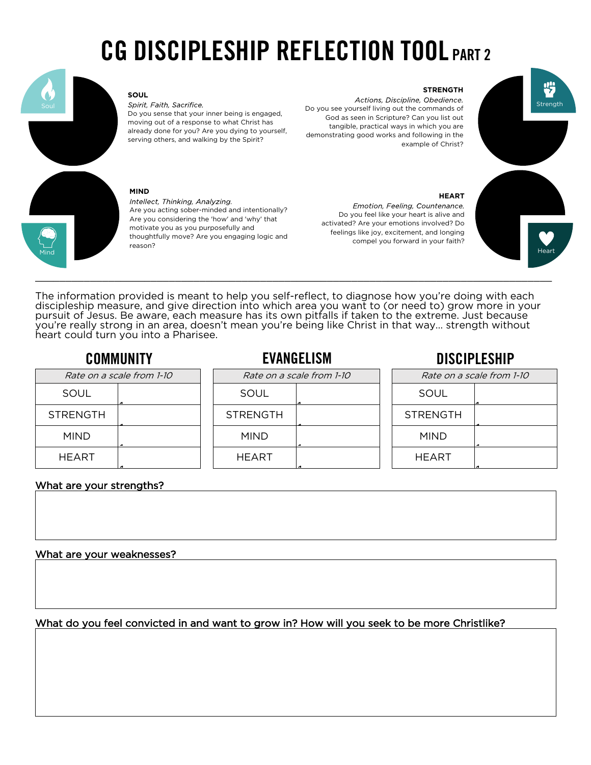# CG DISCIPLESHIP REFLECTION TOOL PART 2

**SOUL**

*Spirit, Faith, Sacrifice.*

Do you sense that your inner being is engaged, moving out of a response to what Christ has already done for you? Are you dying to yourself, serving others, and walking by the Spirit?

**STRENGTH**

*Actions, Discipline, Obedience.*

Do you see yourself living out the commands of God as seen in Scripture? Can you list out tangible, practical ways in which you are demonstrating good works and following in the example of Christ?

**MIND**

*Intellect, Thinking, Analyzing.*

Are you acting sober-minded and intentionally? Are you considering the 'how' and 'why' that motivate you as you purposefully and thoughtfully move? Are you engaging logic and reason?

**HEART**

*Emotion, Feeling, Countenance.*

Do you feel like your heart is alive and activated? Are your emotions involved? Do feelings like joy, excitement, and longing compel you forward in your faith?

---

The information provided is meant to help you self-reflect, to diagnose how you're doing with each discipleship measure, and give direction into which area you want to (or need to) grow more in your pursuit of Jesus. Be aware, each measure has its own pitfalls if taken to the extreme. Just because you're really strong in an area, doesn't mean you're being like Christ in that way... strength without heart could turn you into a Pharisee.

## COMMUNITY

| *Rate on a scale from 1-10* | |
|---|---|
| SOUL | |
| STRENGTH | |
| MIND | |
| HEART | |

## EVANGELISM

| *Rate on a scale from 1-10* | |
|---|---|
| SOUL | |
| STRENGTH | |
| MIND | |
| HEART | |

## DISCIPLESHIP

| *Rate on a scale from 1-10* | |
|---|---|
| SOUL | |
| STRENGTH | |
| MIND | |
| HEART | |

What are your strengths?

What are your weaknesses?

What do you feel convicted in and want to grow in? How will you seek to be more Christlike?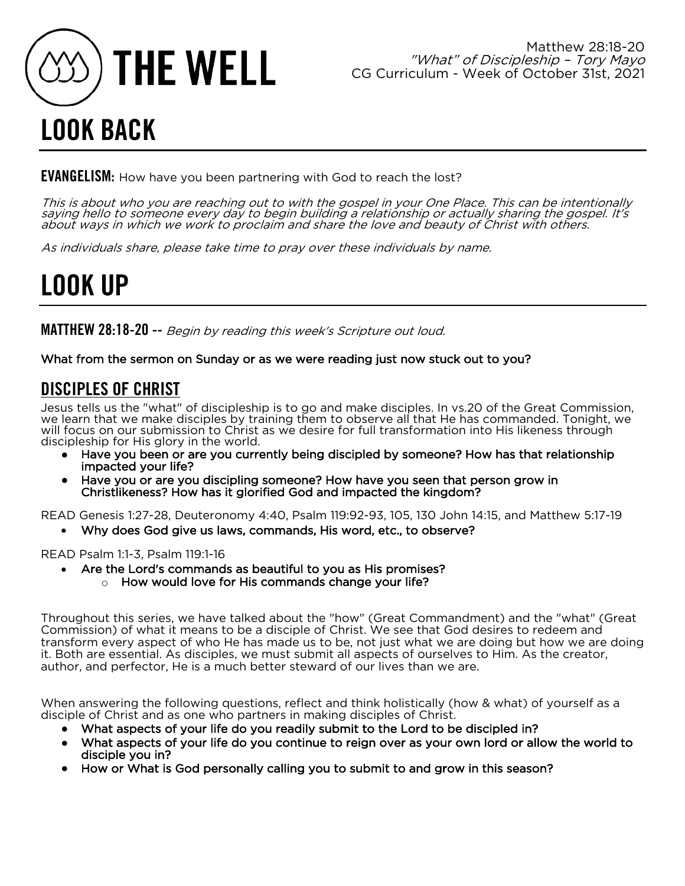# THE WELL

Matthew 28:18-20
*"What" of Discipleship – Tory Mayo*
CG Curriculum - Week of October 31st, 2021

# LOOK BACK

**EVANGELISM:** How have you been partnering with God to reach the lost?

*This is about who you are reaching out to with the gospel in your One Place. This can be intentionally saying hello to someone every day to begin building a relationship or actually sharing the gospel. It's about ways in which we work to proclaim and share the love and beauty of Christ with others.*

*As individuals share, please take time to pray over these individuals by name.*

# LOOK UP

**MATTHEW 28:18-20 --** *Begin by reading this week's Scripture out loud.*

**What from the sermon on Sunday or as we were reading just now stuck out to you?**

## DISCIPLES OF CHRIST

Jesus tells us the "what" of discipleship is to go and make disciples. In vs.20 of the Great Commission, we learn that we make disciples by training them to observe all that He has commanded. Tonight, we will focus on our submission to Christ as we desire for full transformation into His likeness through discipleship for His glory in the world.

- **Have you been or are you currently being discipled by someone? How has that relationship impacted your life?**
- **Have you or are you discipling someone? How have you seen that person grow in Christlikeness? How has it glorified God and impacted the kingdom?**

READ Genesis 1:27-28, Deuteronomy 4:40, Psalm 119:92-93, 105, 130 John 14:15, and Matthew 5:17-19

- **Why does God give us laws, commands, His word, etc., to observe?**

READ Psalm 1:1-3, Psalm 119:1-16

- **Are the Lord's commands as beautiful to you as His promises?**
  - **How would love for His commands change your life?**

Throughout this series, we have talked about the "how" (Great Commandment) and the "what" (Great Commission) of what it means to be a disciple of Christ. We see that God desires to redeem and transform every aspect of who He has made us to be, not just what we are doing but how we are doing it. Both are essential. As disciples, we must submit all aspects of ourselves to Him. As the creator, author, and perfector, He is a much better steward of our lives than we are.

When answering the following questions, reflect and think holistically (how & what) of yourself as a disciple of Christ and as one who partners in making disciples of Christ.

- **What aspects of your life do you readily submit to the Lord to be discipled in?**
- **What aspects of your life do you continue to reign over as your own lord or allow the world to disciple you in?**
- **How or What is God personally calling you to submit to and grow in this season?**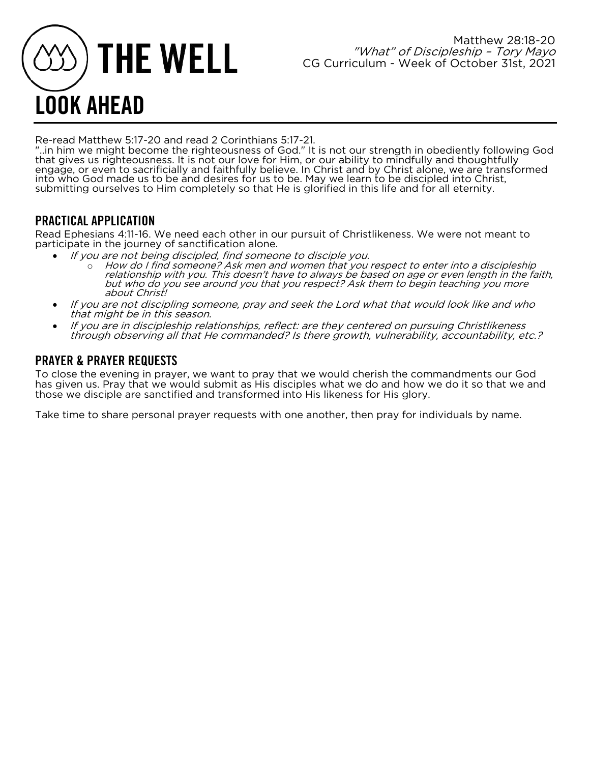# THE WELL

Matthew 28:18-20
*"What" of Discipleship – Tory Mayo*
CG Curriculum - Week of October 31st, 2021

# LOOK AHEAD

Re-read Matthew 5:17-20 and read 2 Corinthians 5:17-21.
"..in him we might become the righteousness of God." It is not our strength in obediently following God that gives us righteousness. It is not our love for Him, or our ability to mindfully and thoughtfully engage, or even to sacrificially and faithfully believe. In Christ and by Christ alone, we are transformed into who God made us to be and desires for us to be. May we learn to be discipled into Christ, submitting ourselves to Him completely so that He is glorified in this life and for all eternity.

## PRACTICAL APPLICATION

Read Ephesians 4:11-16. We need each other in our pursuit of Christlikeness. We were not meant to participate in the journey of sanctification alone.

- *If you are not being discipled, find someone to disciple you.*
  - *How do I find someone? Ask men and women that you respect to enter into a discipleship relationship with you. This doesn't have to always be based on age or even length in the faith, but who do you see around you that you respect? Ask them to begin teaching you more about Christ!*
- *If you are not discipling someone, pray and seek the Lord what that would look like and who that might be in this season.*
- *If you are in discipleship relationships, reflect: are they centered on pursuing Christlikeness through observing all that He commanded? Is there growth, vulnerability, accountability, etc.?*

## PRAYER & PRAYER REQUESTS

To close the evening in prayer, we want to pray that we would cherish the commandments our God has given us. Pray that we would submit as His disciples what we do and how we do it so that we and those we disciple are sanctified and transformed into His likeness for His glory.

Take time to share personal prayer requests with one another, then pray for individuals by name.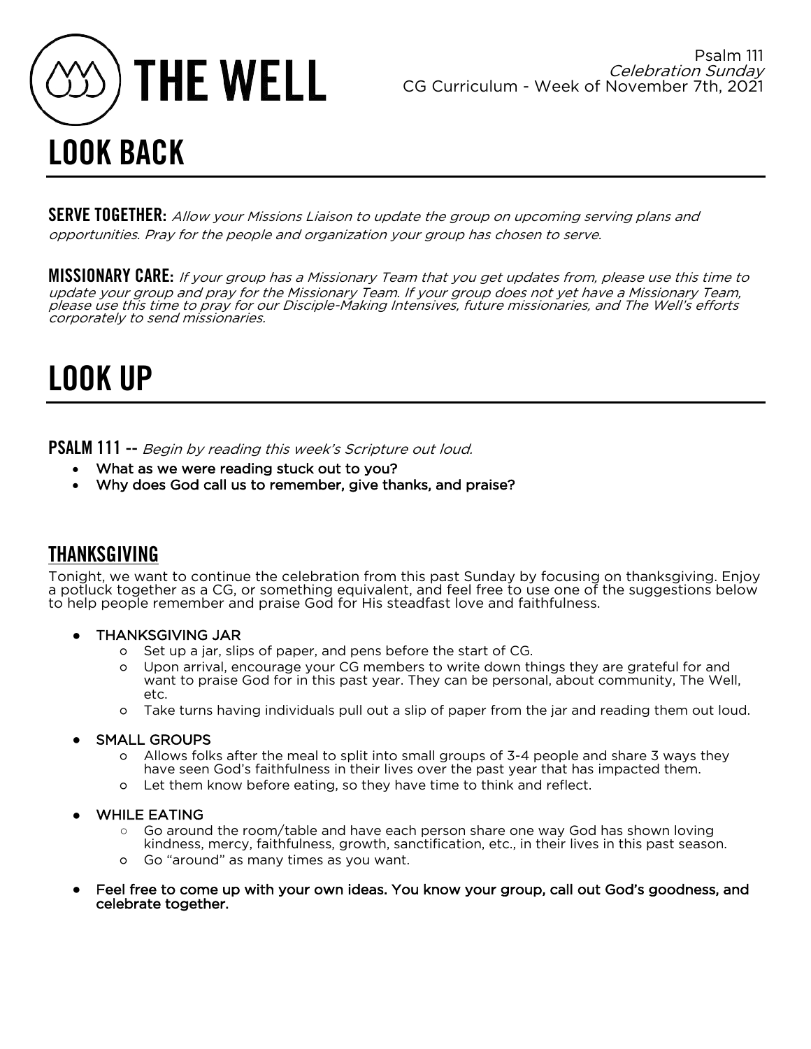# THE WELL

Psalm 111
*Celebration Sunday*
CG Curriculum - Week of November 7th, 2021

# LOOK BACK

**SERVE TOGETHER:** *Allow your Missions Liaison to update the group on upcoming serving plans and opportunities. Pray for the people and organization your group has chosen to serve.*

**MISSIONARY CARE:** *If your group has a Missionary Team that you get updates from, please use this time to update your group and pray for the Missionary Team. If your group does not yet have a Missionary Team, please use this time to pray for our Disciple-Making Intensives, future missionaries, and The Well's efforts corporately to send missionaries.*

# LOOK UP

**PSALM 111** -- *Begin by reading this week's Scripture out loud.*

- **What as we were reading stuck out to you?**
- **Why does God call us to remember, give thanks, and praise?**

## THANKSGIVING

Tonight, we want to continue the celebration from this past Sunday by focusing on thanksgiving. Enjoy a potluck together as a CG, or something equivalent, and feel free to use one of the suggestions below to help people remember and praise God for His steadfast love and faithfulness.

- **THANKSGIVING JAR**
  - Set up a jar, slips of paper, and pens before the start of CG.
  - Upon arrival, encourage your CG members to write down things they are grateful for and want to praise God for in this past year. They can be personal, about community, The Well, etc.
  - Take turns having individuals pull out a slip of paper from the jar and reading them out loud.
- **SMALL GROUPS**
  - Allows folks after the meal to split into small groups of 3-4 people and share 3 ways they have seen God's faithfulness in their lives over the past year that has impacted them.
  - Let them know before eating, so they have time to think and reflect.
- **WHILE EATING**
  - Go around the room/table and have each person share one way God has shown loving kindness, mercy, faithfulness, growth, sanctification, etc., in their lives in this past season.
  - Go "around" as many times as you want.
- **Feel free to come up with your own ideas. You know your group, call out God's goodness, and celebrate together.**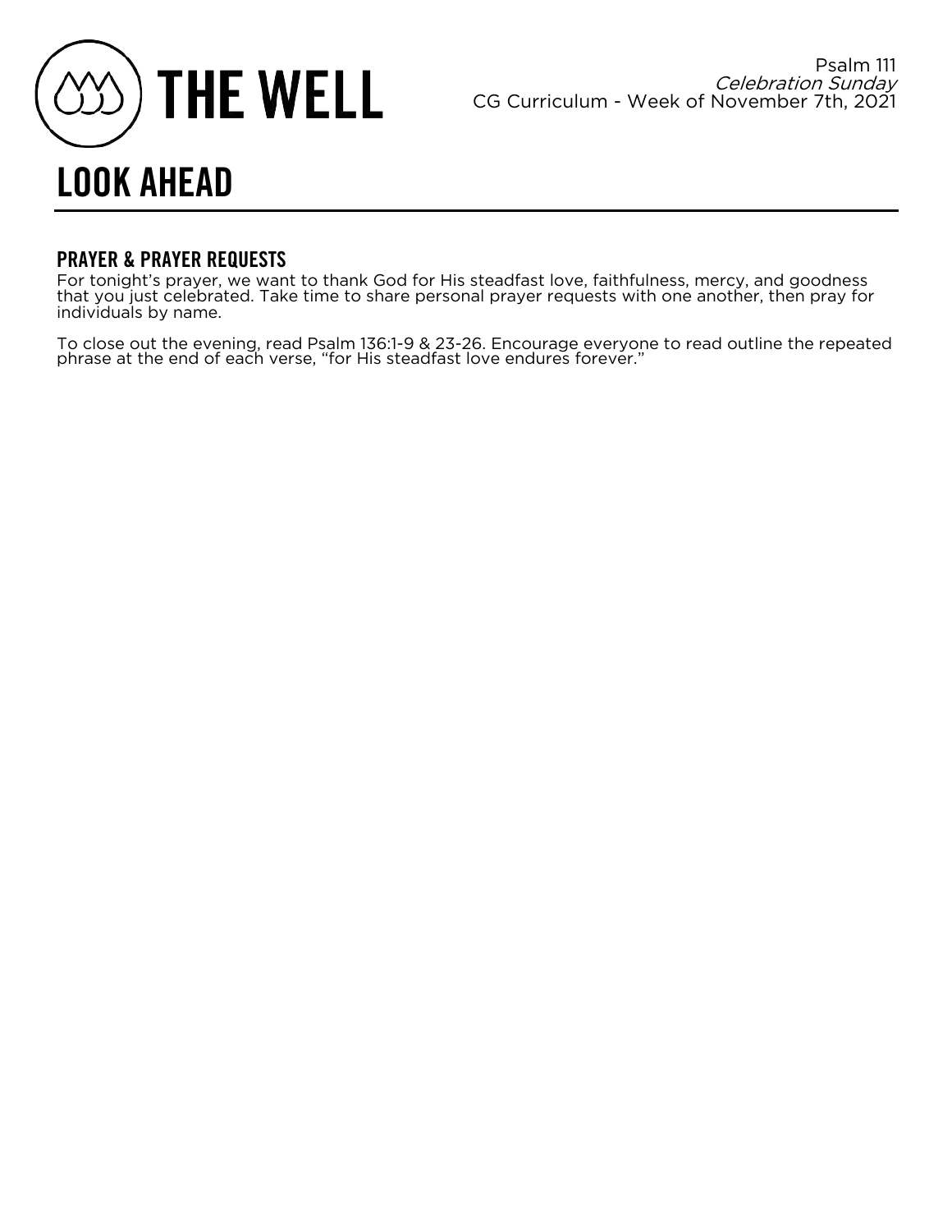# THE WELL

Psalm 111
*Celebration Sunday*
CG Curriculum - Week of November 7th, 2021

# LOOK AHEAD

## PRAYER & PRAYER REQUESTS

For tonight's prayer, we want to thank God for His steadfast love, faithfulness, mercy, and goodness that you just celebrated. Take time to share personal prayer requests with one another, then pray for individuals by name.

To close out the evening, read Psalm 136:1-9 & 23-26. Encourage everyone to read outline the repeated phrase at the end of each verse, "for His steadfast love endures forever."